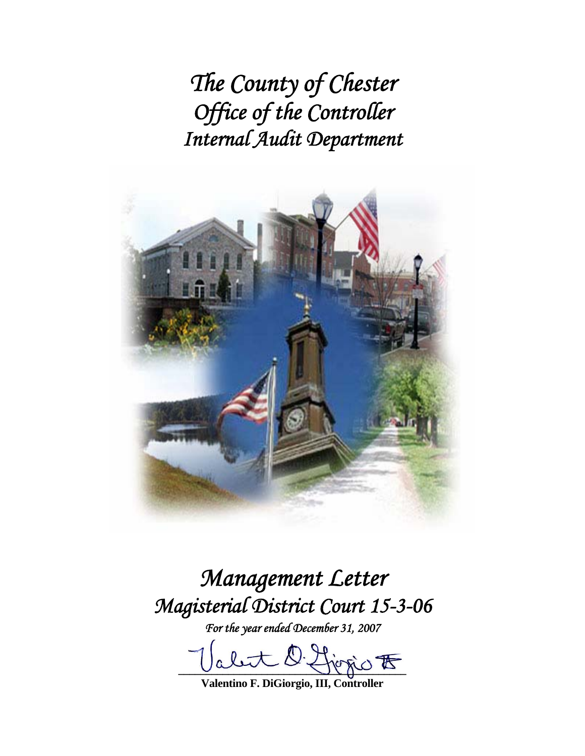# *The County of Chester*
# *Office of the Controller*
# *Internal Audit Department*

# *Management Letter*
## *Magisterial District Court 15-3-06*

*For the year ended December 31, 2007*

**Valentino F. DiGiorgio, III, Controller**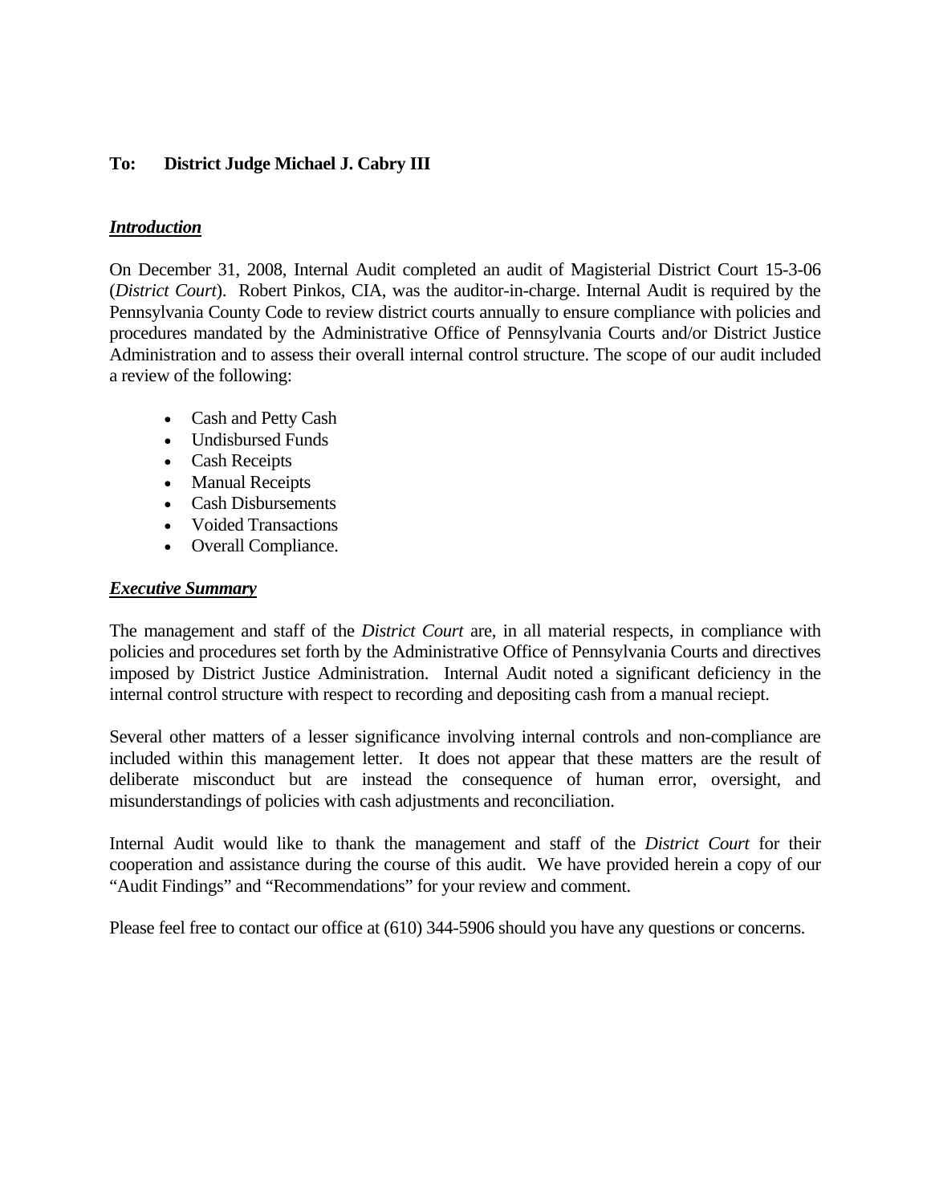**To: District Judge Michael J. Cabry III**

***Introduction***

On December 31, 2008, Internal Audit completed an audit of Magisterial District Court 15-3-06 (*District Court*). Robert Pinkos, CIA, was the auditor-in-charge. Internal Audit is required by the Pennsylvania County Code to review district courts annually to ensure compliance with policies and procedures mandated by the Administrative Office of Pennsylvania Courts and/or District Justice Administration and to assess their overall internal control structure. The scope of our audit included a review of the following:

- Cash and Petty Cash
- Undisbursed Funds
- Cash Receipts
- Manual Receipts
- Cash Disbursements
- Voided Transactions
- Overall Compliance.

***Executive Summary***

The management and staff of the *District Court* are, in all material respects, in compliance with policies and procedures set forth by the Administrative Office of Pennsylvania Courts and directives imposed by District Justice Administration. Internal Audit noted a significant deficiency in the internal control structure with respect to recording and depositing cash from a manual reciept.

Several other matters of a lesser significance involving internal controls and non-compliance are included within this management letter. It does not appear that these matters are the result of deliberate misconduct but are instead the consequence of human error, oversight, and misunderstandings of policies with cash adjustments and reconciliation.

Internal Audit would like to thank the management and staff of the *District Court* for their cooperation and assistance during the course of this audit. We have provided herein a copy of our "Audit Findings" and "Recommendations" for your review and comment.

Please feel free to contact our office at (610) 344-5906 should you have any questions or concerns.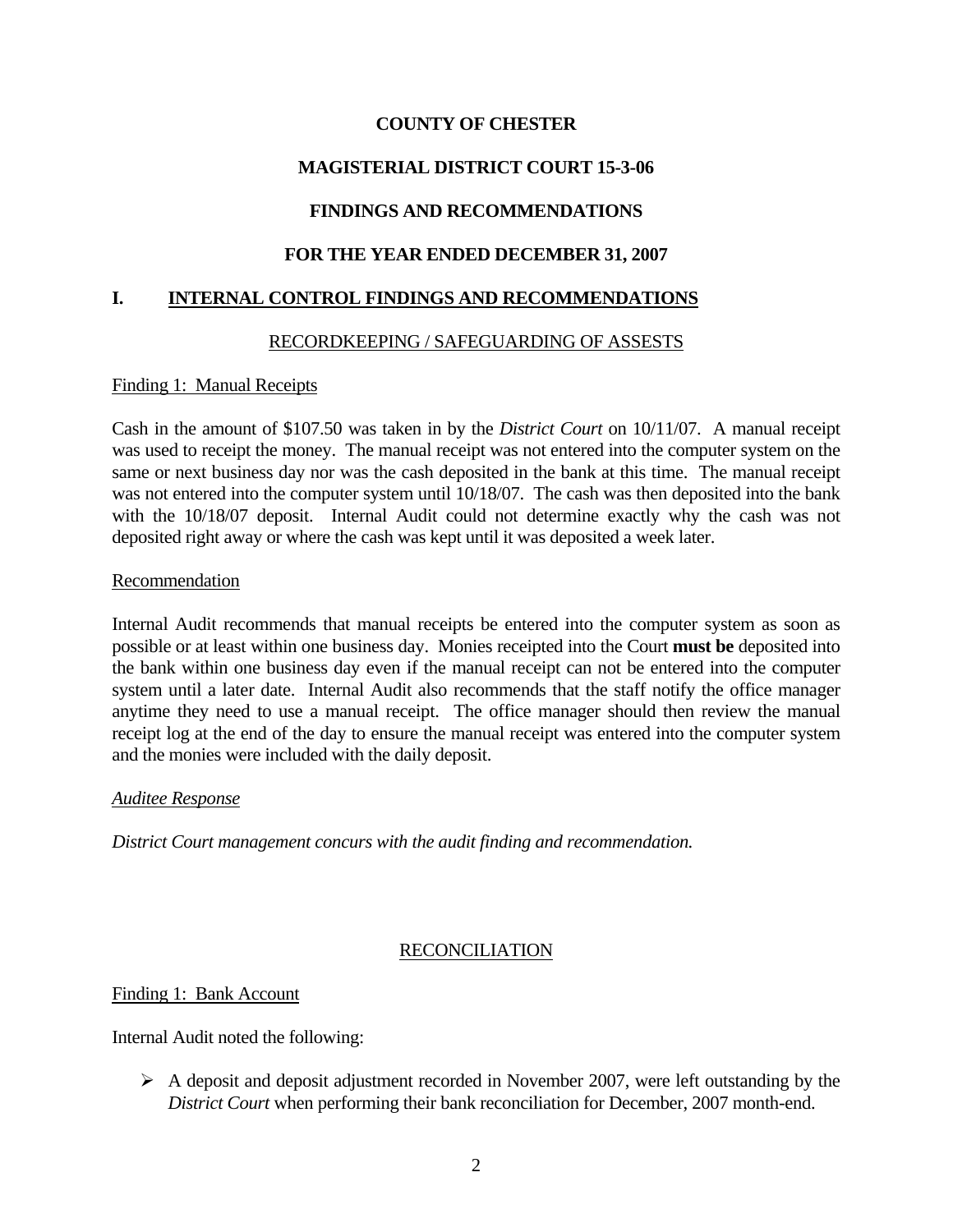# COUNTY OF CHESTER

## MAGISTERIAL DISTRICT COURT 15-3-06

## FINDINGS AND RECOMMENDATIONS

## FOR THE YEAR ENDED DECEMBER 31, 2007

## I. INTERNAL CONTROL FINDINGS AND RECOMMENDATIONS

### RECORDKEEPING / SAFEGUARDING OF ASSESTS

Finding 1: Manual Receipts

Cash in the amount of $107.50 was taken in by the *District Court* on 10/11/07. A manual receipt was used to receipt the money. The manual receipt was not entered into the computer system on the same or next business day nor was the cash deposited in the bank at this time. The manual receipt was not entered into the computer system until 10/18/07. The cash was then deposited into the bank with the 10/18/07 deposit. Internal Audit could not determine exactly why the cash was not deposited right away or where the cash was kept until it was deposited a week later.

Recommendation

Internal Audit recommends that manual receipts be entered into the computer system as soon as possible or at least within one business day. Monies receipted into the Court **must be** deposited into the bank within one business day even if the manual receipt can not be entered into the computer system until a later date. Internal Audit also recommends that the staff notify the office manager anytime they need to use a manual receipt. The office manager should then review the manual receipt log at the end of the day to ensure the manual receipt was entered into the computer system and the monies were included with the daily deposit.

*Auditee Response*

*District Court management concurs with the audit finding and recommendation.*

### RECONCILIATION

Finding 1: Bank Account

Internal Audit noted the following:

- A deposit and deposit adjustment recorded in November 2007, were left outstanding by the *District Court* when performing their bank reconciliation for December, 2007 month-end.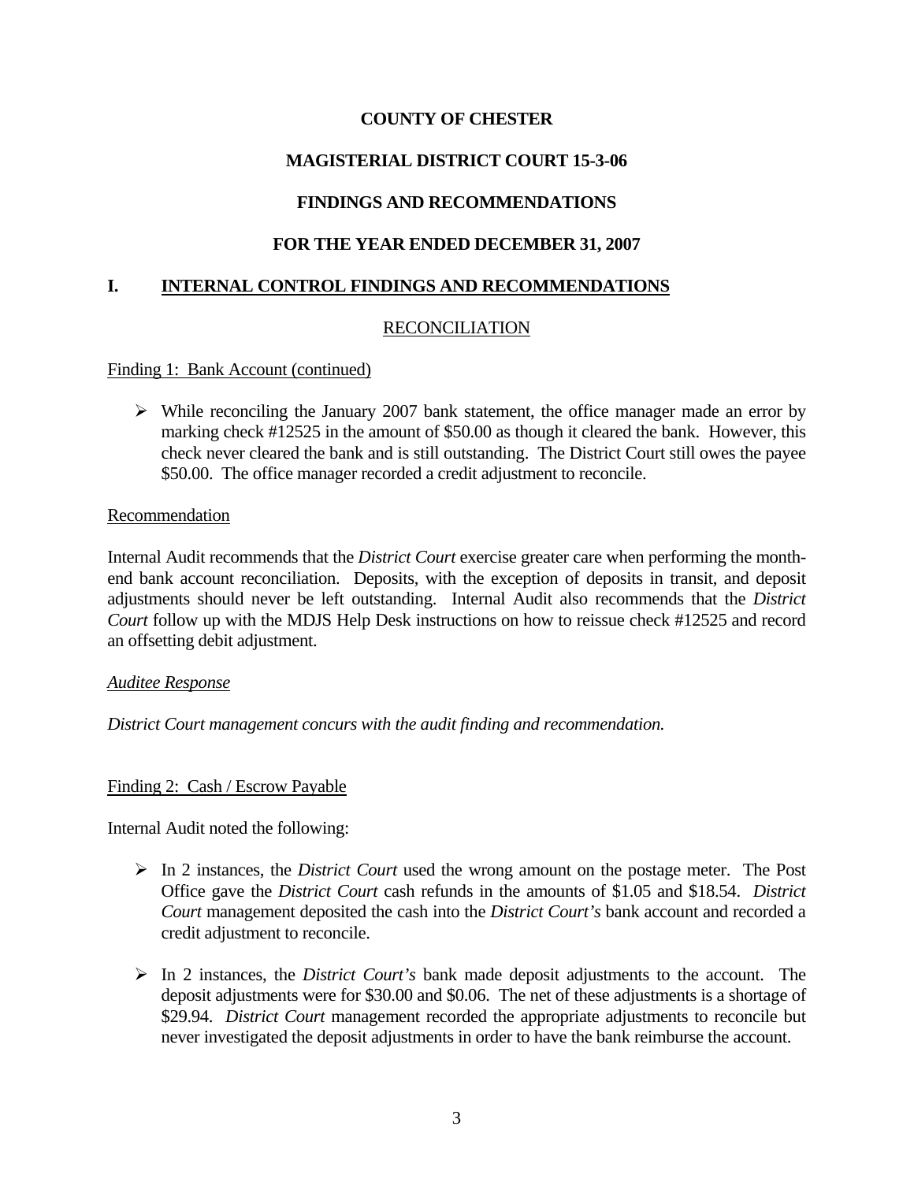**COUNTY OF CHESTER**

**MAGISTERIAL DISTRICT COURT 15-3-06**

**FINDINGS AND RECOMMENDATIONS**

**FOR THE YEAR ENDED DECEMBER 31, 2007**

## I. INTERNAL CONTROL FINDINGS AND RECOMMENDATIONS

RECONCILIATION

Finding 1: Bank Account (continued)

- While reconciling the January 2007 bank statement, the office manager made an error by marking check #12525 in the amount of $50.00 as though it cleared the bank. However, this check never cleared the bank and is still outstanding. The District Court still owes the payee $50.00. The office manager recorded a credit adjustment to reconcile.

Recommendation

Internal Audit recommends that the *District Court* exercise greater care when performing the month-end bank account reconciliation. Deposits, with the exception of deposits in transit, and deposit adjustments should never be left outstanding. Internal Audit also recommends that the *District Court* follow up with the MDJS Help Desk instructions on how to reissue check #12525 and record an offsetting debit adjustment.

*Auditee Response*

*District Court management concurs with the audit finding and recommendation.*

Finding 2: Cash / Escrow Payable

Internal Audit noted the following:

- In 2 instances, the *District Court* used the wrong amount on the postage meter. The Post Office gave the *District Court* cash refunds in the amounts of $1.05 and $18.54. *District Court* management deposited the cash into the *District Court's* bank account and recorded a credit adjustment to reconcile.
- In 2 instances, the *District Court's* bank made deposit adjustments to the account. The deposit adjustments were for $30.00 and $0.06. The net of these adjustments is a shortage of $29.94. *District Court* management recorded the appropriate adjustments to reconcile but never investigated the deposit adjustments in order to have the bank reimburse the account.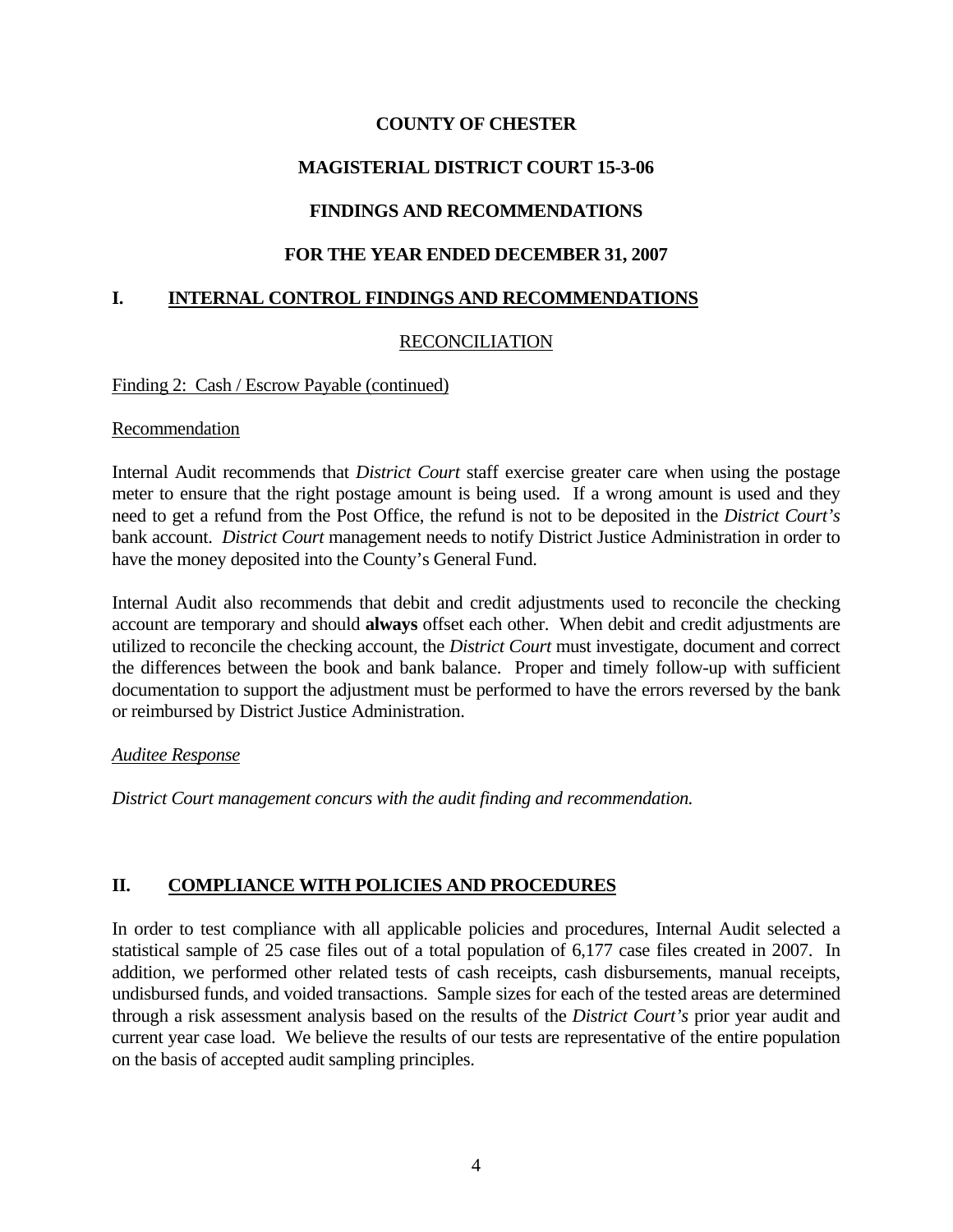**COUNTY OF CHESTER**

**MAGISTERIAL DISTRICT COURT 15-3-06**

**FINDINGS AND RECOMMENDATIONS**

**FOR THE YEAR ENDED DECEMBER 31, 2007**

## I. INTERNAL CONTROL FINDINGS AND RECOMMENDATIONS

### RECONCILIATION

Finding 2: Cash / Escrow Payable (continued)

Recommendation

Internal Audit recommends that *District Court* staff exercise greater care when using the postage meter to ensure that the right postage amount is being used. If a wrong amount is used and they need to get a refund from the Post Office, the refund is not to be deposited in the *District Court's* bank account. *District Court* management needs to notify District Justice Administration in order to have the money deposited into the County's General Fund.

Internal Audit also recommends that debit and credit adjustments used to reconcile the checking account are temporary and should **always** offset each other. When debit and credit adjustments are utilized to reconcile the checking account, the *District Court* must investigate, document and correct the differences between the book and bank balance. Proper and timely follow-up with sufficient documentation to support the adjustment must be performed to have the errors reversed by the bank or reimbursed by District Justice Administration.

*Auditee Response*

*District Court management concurs with the audit finding and recommendation.*

## II. COMPLIANCE WITH POLICIES AND PROCEDURES

In order to test compliance with all applicable policies and procedures, Internal Audit selected a statistical sample of 25 case files out of a total population of 6,177 case files created in 2007. In addition, we performed other related tests of cash receipts, cash disbursements, manual receipts, undisbursed funds, and voided transactions. Sample sizes for each of the tested areas are determined through a risk assessment analysis based on the results of the *District Court's* prior year audit and current year case load. We believe the results of our tests are representative of the entire population on the basis of accepted audit sampling principles.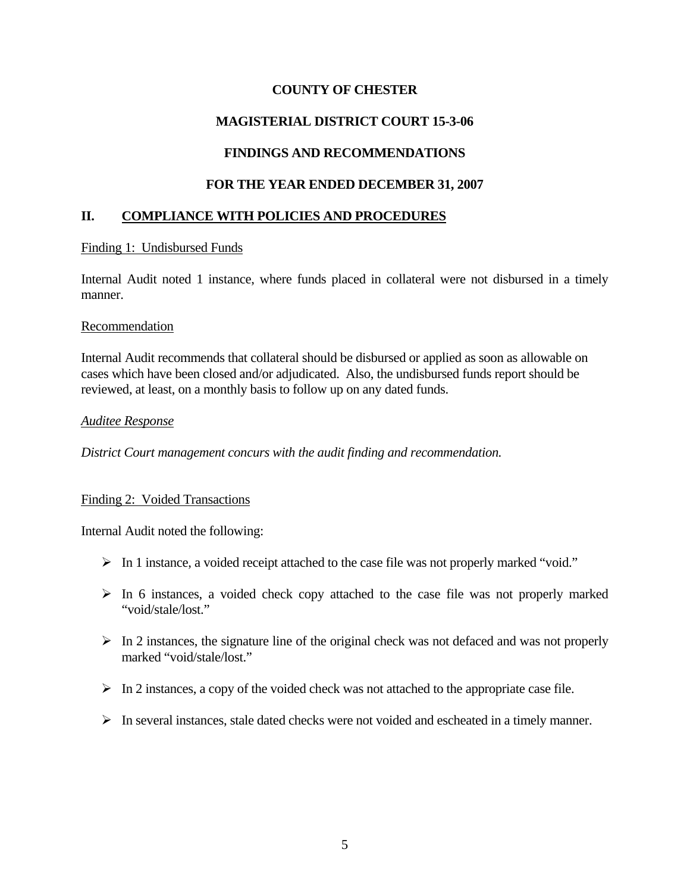**COUNTY OF CHESTER**

**MAGISTERIAL DISTRICT COURT 15-3-06**

**FINDINGS AND RECOMMENDATIONS**

**FOR THE YEAR ENDED DECEMBER 31, 2007**

## II. COMPLIANCE WITH POLICIES AND PROCEDURES

Finding 1: Undisbursed Funds

Internal Audit noted 1 instance, where funds placed in collateral were not disbursed in a timely manner.

Recommendation

Internal Audit recommends that collateral should be disbursed or applied as soon as allowable on cases which have been closed and/or adjudicated. Also, the undisbursed funds report should be reviewed, at least, on a monthly basis to follow up on any dated funds.

*Auditee Response*

*District Court management concurs with the audit finding and recommendation.*

Finding 2: Voided Transactions

Internal Audit noted the following:

- In 1 instance, a voided receipt attached to the case file was not properly marked "void."
- In 6 instances, a voided check copy attached to the case file was not properly marked "void/stale/lost."
- In 2 instances, the signature line of the original check was not defaced and was not properly marked "void/stale/lost."
- In 2 instances, a copy of the voided check was not attached to the appropriate case file.
- In several instances, stale dated checks were not voided and escheated in a timely manner.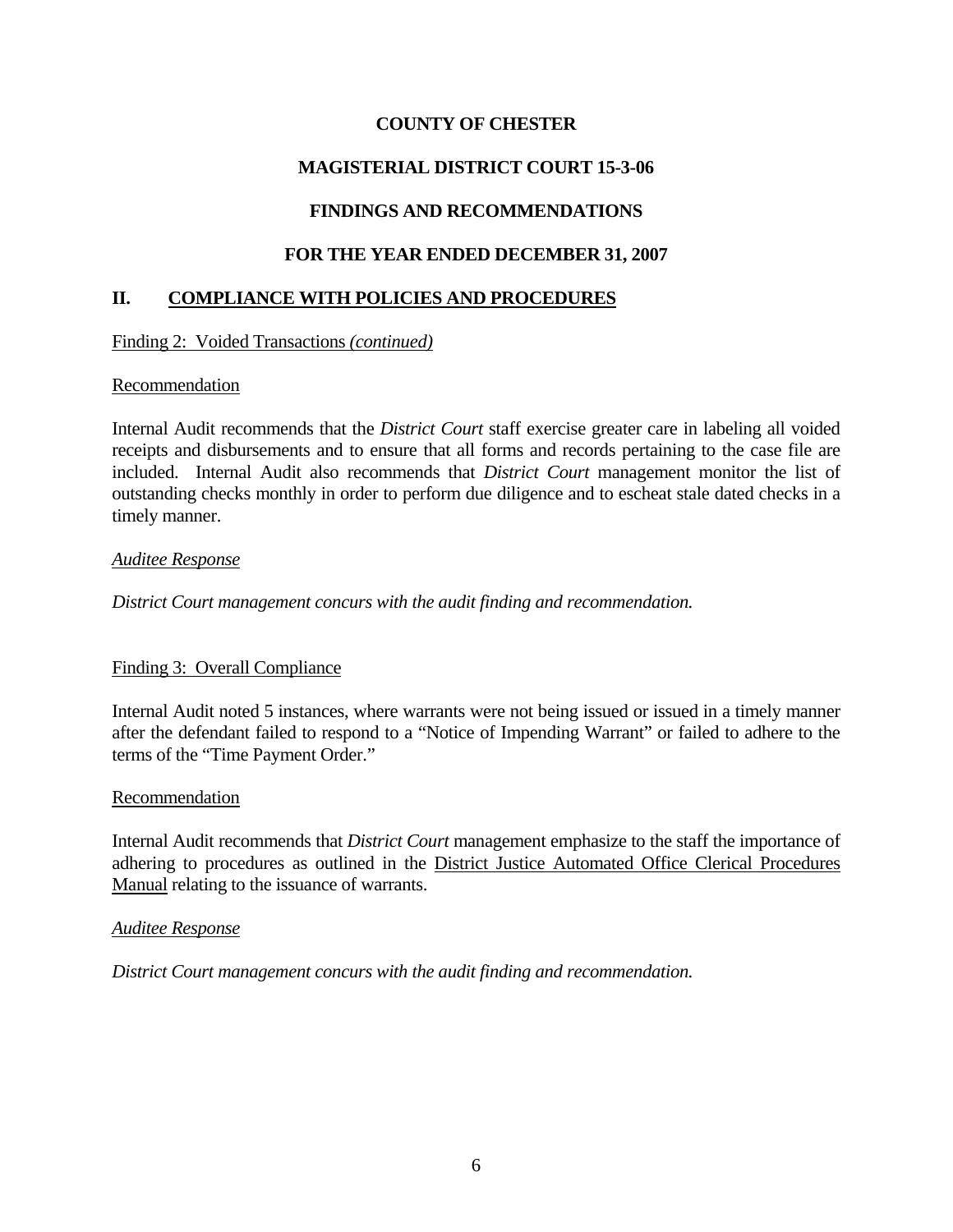**COUNTY OF CHESTER**

**MAGISTERIAL DISTRICT COURT 15-3-06**

**FINDINGS AND RECOMMENDATIONS**

**FOR THE YEAR ENDED DECEMBER 31, 2007**

## II. COMPLIANCE WITH POLICIES AND PROCEDURES

Finding 2: Voided Transactions *(continued)*

Recommendation

Internal Audit recommends that the *District Court* staff exercise greater care in labeling all voided receipts and disbursements and to ensure that all forms and records pertaining to the case file are included. Internal Audit also recommends that *District Court* management monitor the list of outstanding checks monthly in order to perform due diligence and to escheat stale dated checks in a timely manner.

*Auditee Response*

*District Court management concurs with the audit finding and recommendation.*

Finding 3: Overall Compliance

Internal Audit noted 5 instances, where warrants were not being issued or issued in a timely manner after the defendant failed to respond to a "Notice of Impending Warrant" or failed to adhere to the terms of the "Time Payment Order."

Recommendation

Internal Audit recommends that *District Court* management emphasize to the staff the importance of adhering to procedures as outlined in the District Justice Automated Office Clerical Procedures Manual relating to the issuance of warrants.

*Auditee Response*

*District Court management concurs with the audit finding and recommendation.*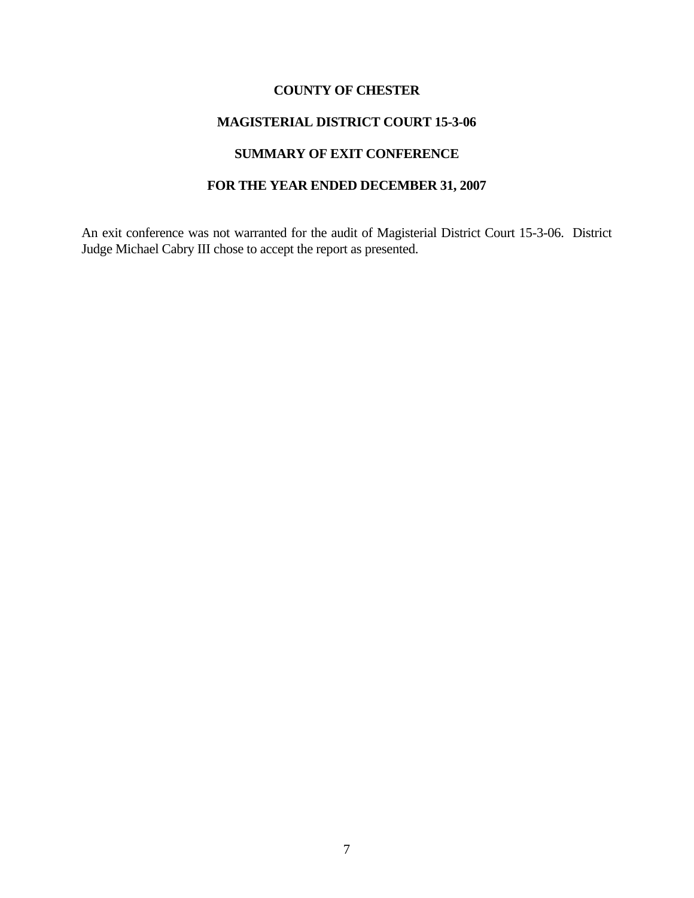**COUNTY OF CHESTER**

**MAGISTERIAL DISTRICT COURT 15-3-06**

**SUMMARY OF EXIT CONFERENCE**

**FOR THE YEAR ENDED DECEMBER 31, 2007**

An exit conference was not warranted for the audit of Magisterial District Court 15-3-06. District Judge Michael Cabry III chose to accept the report as presented.